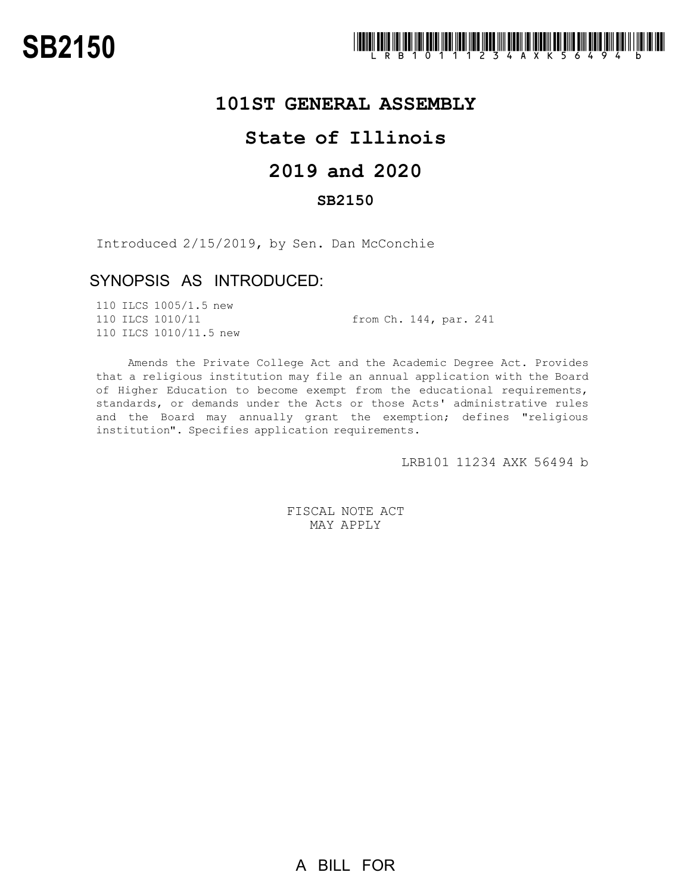# SB2150

LRB101 11234 AXK 56494 b

## 101ST GENERAL ASSEMBLY

## State of Illinois

## 2019 and 2020

### SB2150

Introduced 2/15/2019, by Sen. Dan McConchie

### SYNOPSIS AS INTRODUCED:

| | |
|---|---|
| 110 ILCS 1005/1.5 new | |
| 110 ILCS 1010/11 | from Ch. 144, par. 241 |
| 110 ILCS 1010/11.5 new | |

Amends the Private College Act and the Academic Degree Act. Provides that a religious institution may file an annual application with the Board of Higher Education to become exempt from the educational requirements, standards, or demands under the Acts or those Acts' administrative rules and the Board may annually grant the exemption; defines "religious institution". Specifies application requirements.

LRB101 11234 AXK 56494 b

FISCAL NOTE ACT
MAY APPLY

A BILL FOR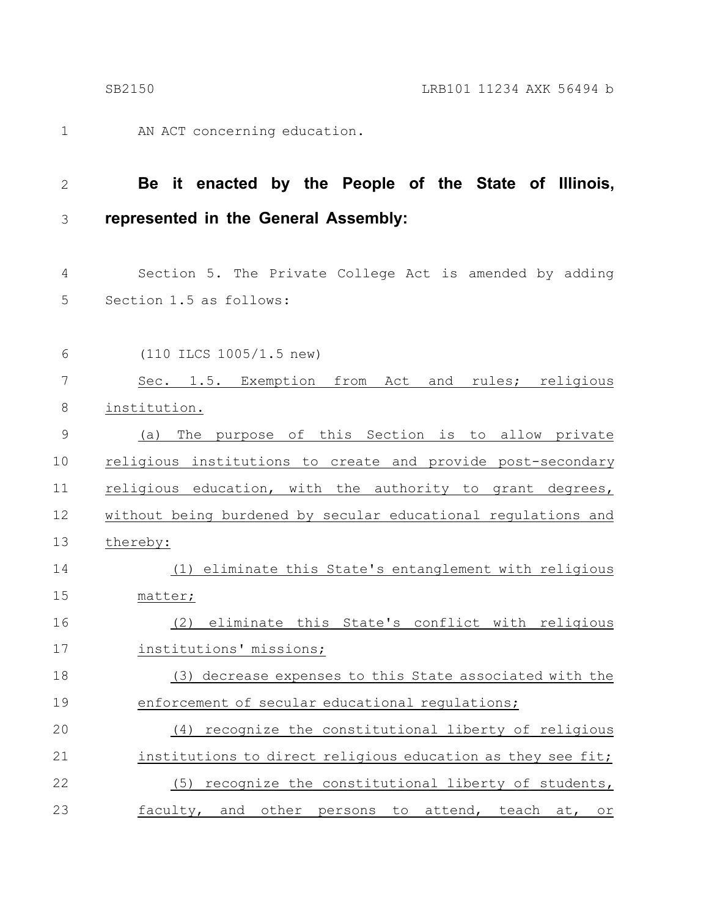AN ACT concerning education.

**Be it enacted by the People of the State of Illinois, represented in the General Assembly:**

Section 5. The Private College Act is amended by adding Section 1.5 as follows:

(110 ILCS 1005/1.5 new)

Sec. 1.5. Exemption from Act and rules; religious institution.

(a) The purpose of this Section is to allow private religious institutions to create and provide post-secondary religious education, with the authority to grant degrees, without being burdened by secular educational regulations and thereby:

(1) eliminate this State's entanglement with religious matter;

(2) eliminate this State's conflict with religious institutions' missions;

(3) decrease expenses to this State associated with the enforcement of secular educational regulations;

(4) recognize the constitutional liberty of religious institutions to direct religious education as they see fit;

(5) recognize the constitutional liberty of students, faculty, and other persons to attend, teach at, or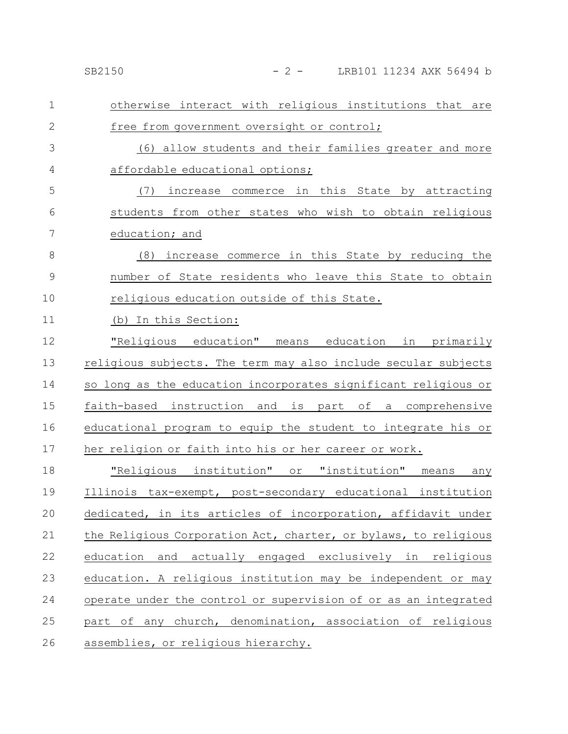otherwise interact with religious institutions that are free from government oversight or control;

(6) allow students and their families greater and more affordable educational options;

(7) increase commerce in this State by attracting students from other states who wish to obtain religious education; and

(8) increase commerce in this State by reducing the number of State residents who leave this State to obtain religious education outside of this State.

(b) In this Section:

"Religious education" means education in primarily religious subjects. The term may also include secular subjects so long as the education incorporates significant religious or faith-based instruction and is part of a comprehensive educational program to equip the student to integrate his or her religion or faith into his or her career or work.

"Religious institution" or "institution" means any Illinois tax-exempt, post-secondary educational institution dedicated, in its articles of incorporation, affidavit under the Religious Corporation Act, charter, or bylaws, to religious education and actually engaged exclusively in religious education. A religious institution may be independent or may operate under the control or supervision of or as an integrated part of any church, denomination, association of religious assemblies, or religious hierarchy.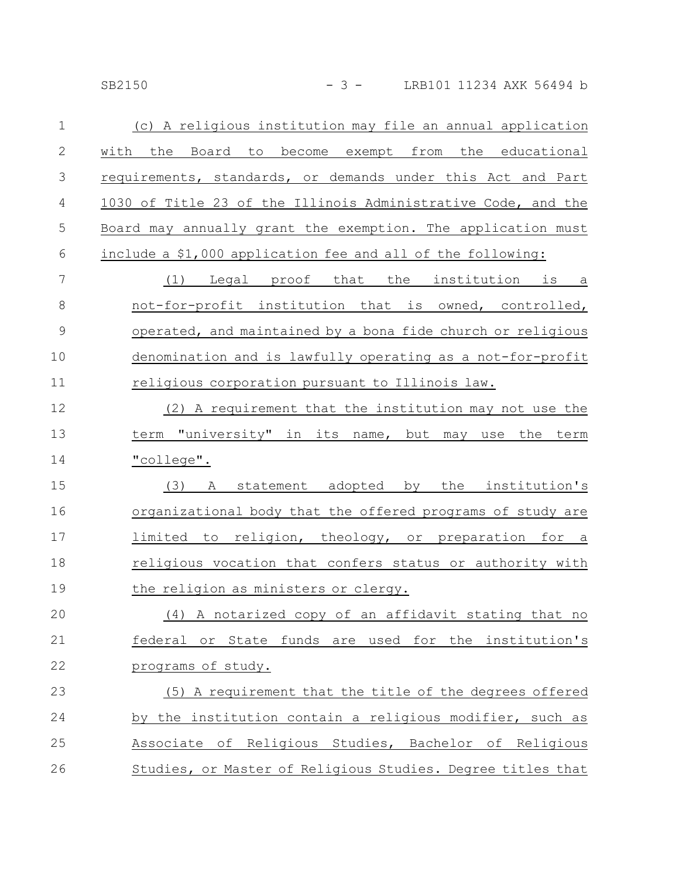(c) A religious institution may file an annual application with the Board to become exempt from the educational requirements, standards, or demands under this Act and Part 1030 of Title 23 of the Illinois Administrative Code, and the Board may annually grant the exemption. The application must include a $1,000 application fee and all of the following:

(1) Legal proof that the institution is a not-for-profit institution that is owned, controlled, operated, and maintained by a bona fide church or religious denomination and is lawfully operating as a not-for-profit religious corporation pursuant to Illinois law.

(2) A requirement that the institution may not use the term "university" in its name, but may use the term "college".

(3) A statement adopted by the institution's organizational body that the offered programs of study are limited to religion, theology, or preparation for a religious vocation that confers status or authority with the religion as ministers or clergy.

(4) A notarized copy of an affidavit stating that no federal or State funds are used for the institution's programs of study.

(5) A requirement that the title of the degrees offered by the institution contain a religious modifier, such as Associate of Religious Studies, Bachelor of Religious Studies, or Master of Religious Studies. Degree titles that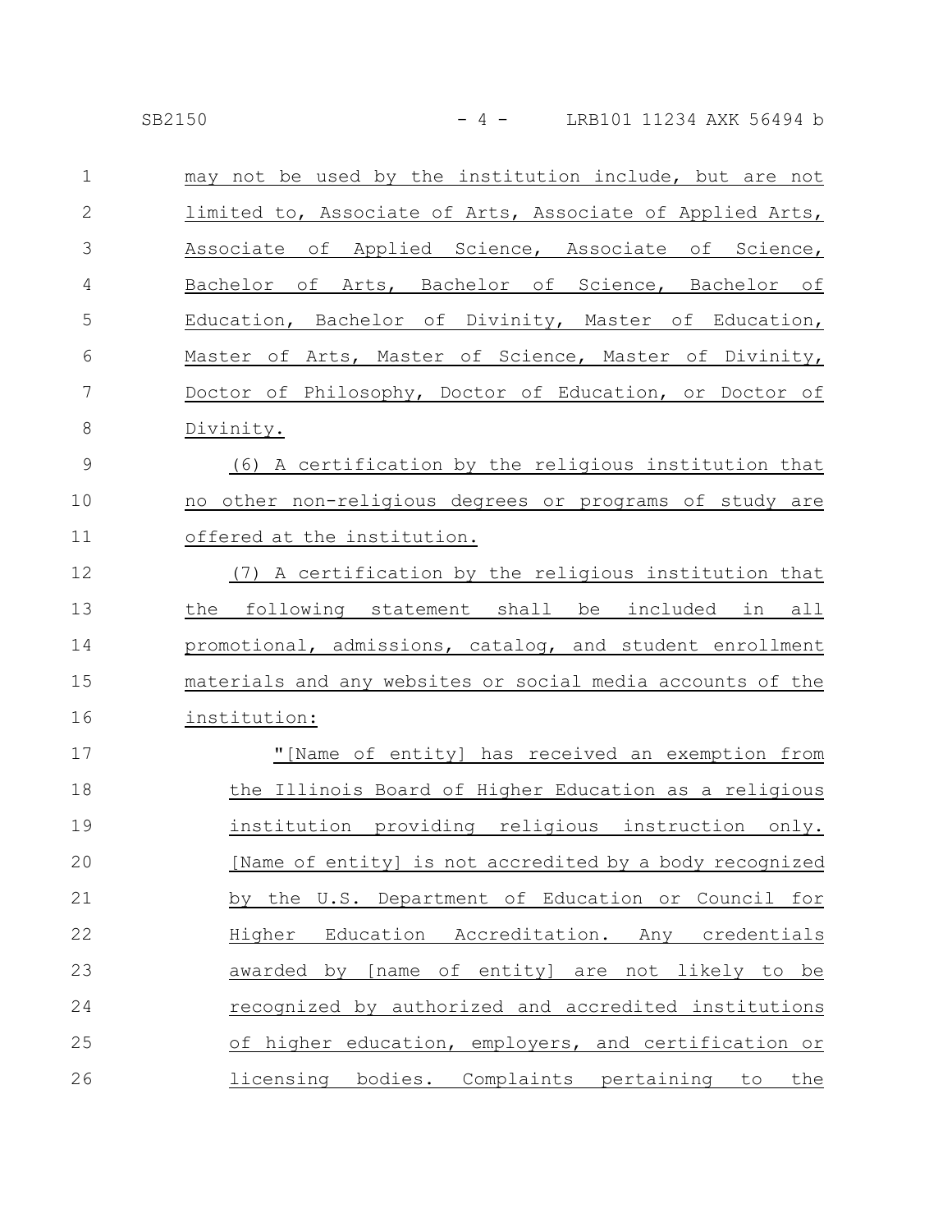may not be used by the institution include, but are not limited to, Associate of Arts, Associate of Applied Arts, Associate of Applied Science, Associate of Science, Bachelor of Arts, Bachelor of Science, Bachelor of Education, Bachelor of Divinity, Master of Education, Master of Arts, Master of Science, Master of Divinity, Doctor of Philosophy, Doctor of Education, or Doctor of Divinity.

(6) A certification by the religious institution that no other non-religious degrees or programs of study are offered at the institution.

(7) A certification by the religious institution that the following statement shall be included in all promotional, admissions, catalog, and student enrollment materials and any websites or social media accounts of the institution:

"[Name of entity] has received an exemption from the Illinois Board of Higher Education as a religious institution providing religious instruction only. [Name of entity] is not accredited by a body recognized by the U.S. Department of Education or Council for Higher Education Accreditation. Any credentials awarded by [name of entity] are not likely to be recognized by authorized and accredited institutions of higher education, employers, and certification or licensing bodies. Complaints pertaining to the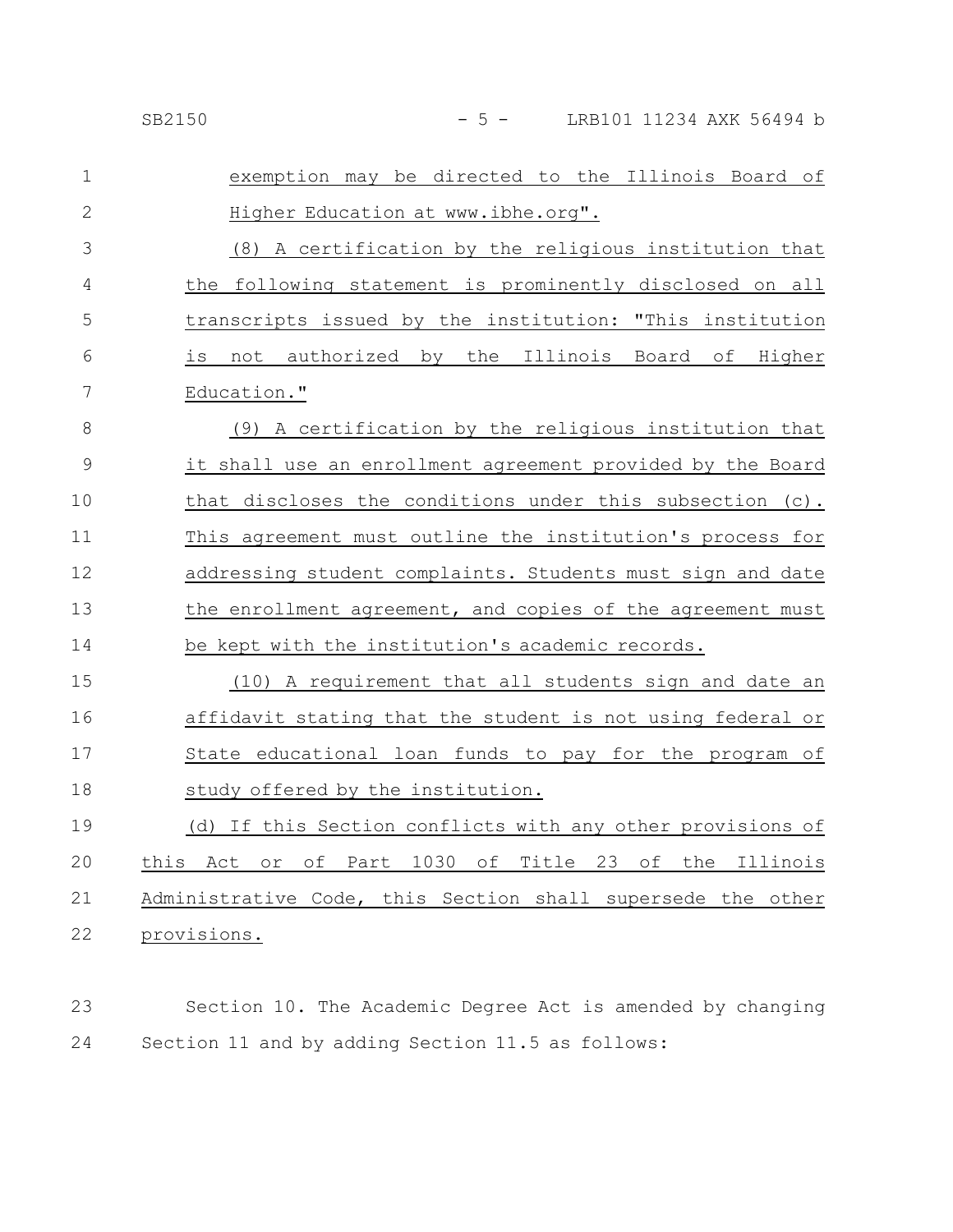exemption may be directed to the Illinois Board of Higher Education at www.ibhe.org".

(8) A certification by the religious institution that the following statement is prominently disclosed on all transcripts issued by the institution: "This institution is not authorized by the Illinois Board of Higher Education."

(9) A certification by the religious institution that it shall use an enrollment agreement provided by the Board that discloses the conditions under this subsection (c). This agreement must outline the institution's process for addressing student complaints. Students must sign and date the enrollment agreement, and copies of the agreement must be kept with the institution's academic records.

(10) A requirement that all students sign and date an affidavit stating that the student is not using federal or State educational loan funds to pay for the program of study offered by the institution.

(d) If this Section conflicts with any other provisions of this Act or of Part 1030 of Title 23 of the Illinois Administrative Code, this Section shall supersede the other provisions.

Section 10. The Academic Degree Act is amended by changing Section 11 and by adding Section 11.5 as follows: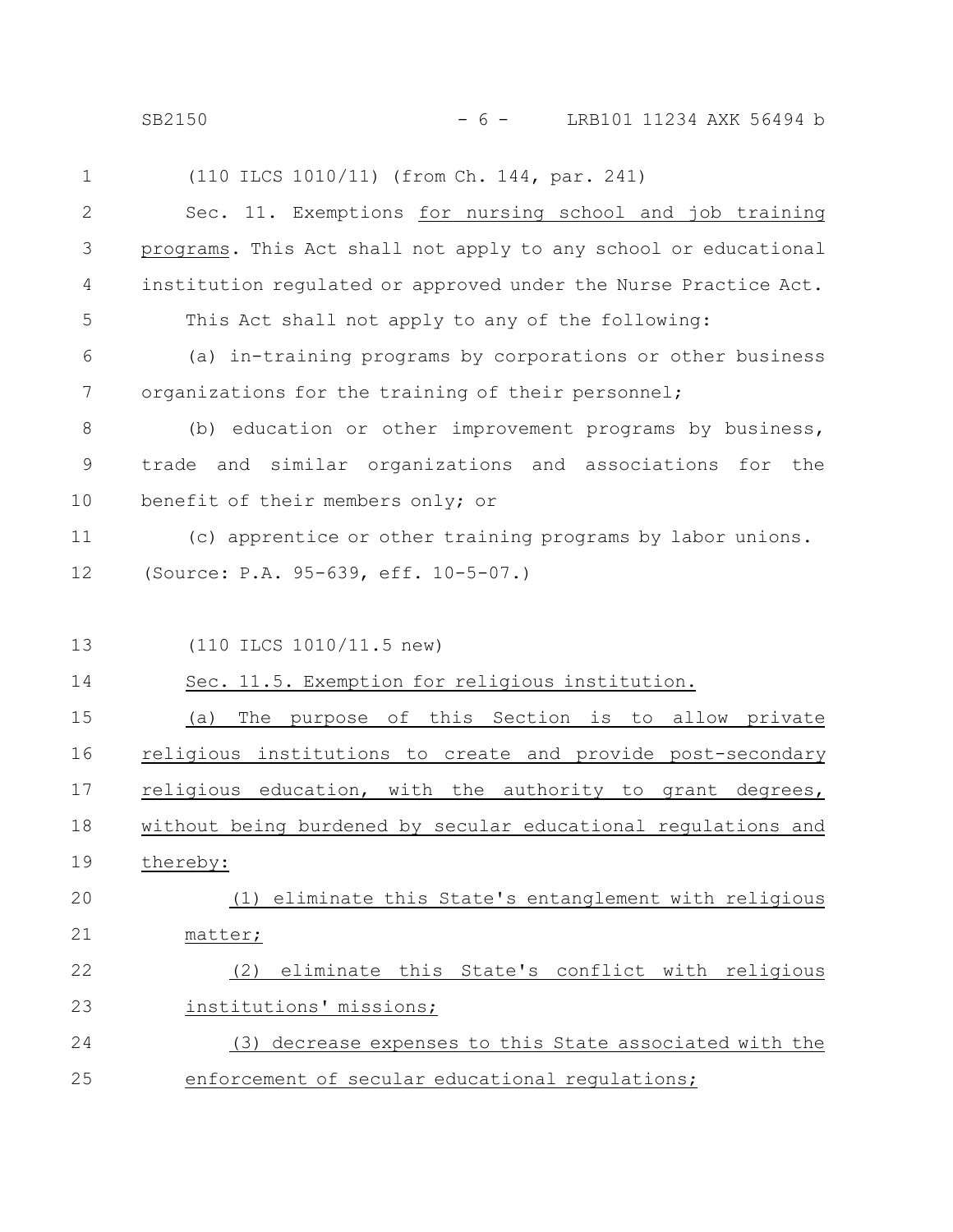(110 ILCS 1010/11) (from Ch. 144, par. 241)

Sec. 11. Exemptions <u>for nursing school and job training programs</u>. This Act shall not apply to any school or educational institution regulated or approved under the Nurse Practice Act.

This Act shall not apply to any of the following:

(a) in-training programs by corporations or other business organizations for the training of their personnel;

(b) education or other improvement programs by business, trade and similar organizations and associations for the benefit of their members only; or

(c) apprentice or other training programs by labor unions.

(Source: P.A. 95-639, eff. 10-5-07.)

(110 ILCS 1010/11.5 new)

<u>Sec. 11.5. Exemption for religious institution.</u>

<u>(a) The purpose of this Section is to allow private religious institutions to create and provide post-secondary religious education, with the authority to grant degrees, without being burdened by secular educational regulations and thereby:</u>

<u>(1) eliminate this State's entanglement with religious matter;</u>

<u>(2) eliminate this State's conflict with religious institutions' missions;</u>

<u>(3) decrease expenses to this State associated with the enforcement of secular educational regulations;</u>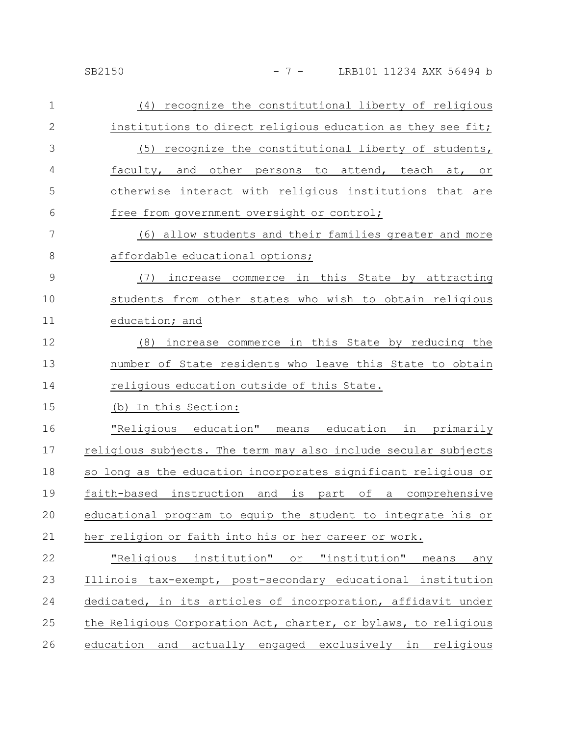(4) recognize the constitutional liberty of religious institutions to direct religious education as they see fit;

(5) recognize the constitutional liberty of students, faculty, and other persons to attend, teach at, or otherwise interact with religious institutions that are free from government oversight or control;

(6) allow students and their families greater and more affordable educational options;

(7) increase commerce in this State by attracting students from other states who wish to obtain religious education; and

(8) increase commerce in this State by reducing the number of State residents who leave this State to obtain religious education outside of this State.

(b) In this Section:

"Religious education" means education in primarily religious subjects. The term may also include secular subjects so long as the education incorporates significant religious or faith-based instruction and is part of a comprehensive educational program to equip the student to integrate his or her religion or faith into his or her career or work.

"Religious institution" or "institution" means any Illinois tax-exempt, post-secondary educational institution dedicated, in its articles of incorporation, affidavit under the Religious Corporation Act, charter, or bylaws, to religious education and actually engaged exclusively in religious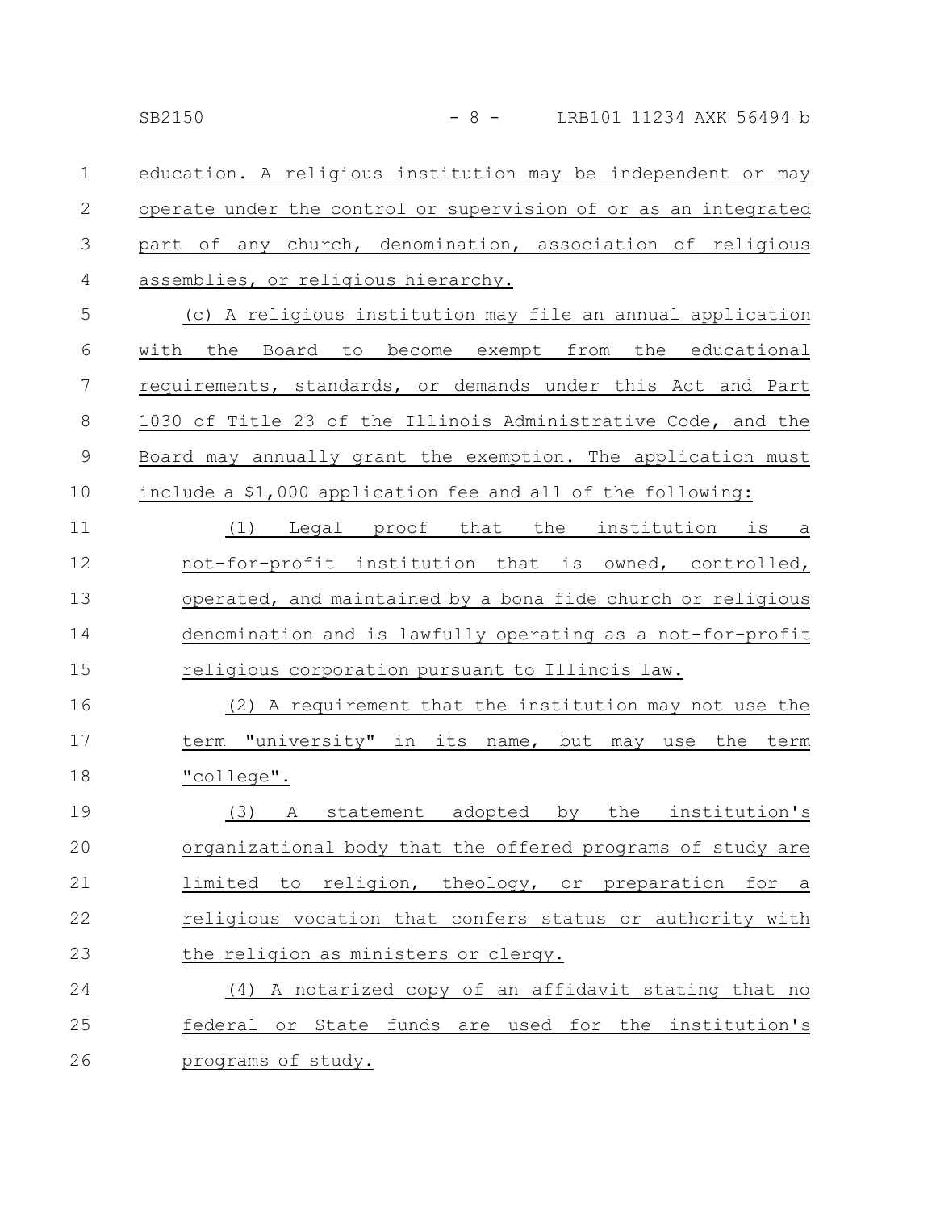education. A religious institution may be independent or may operate under the control or supervision of or as an integrated part of any church, denomination, association of religious assemblies, or religious hierarchy.

(c) A religious institution may file an annual application with the Board to become exempt from the educational requirements, standards, or demands under this Act and Part 1030 of Title 23 of the Illinois Administrative Code, and the Board may annually grant the exemption. The application must include a $1,000 application fee and all of the following:

(1) Legal proof that the institution is a not-for-profit institution that is owned, controlled, operated, and maintained by a bona fide church or religious denomination and is lawfully operating as a not-for-profit religious corporation pursuant to Illinois law.

(2) A requirement that the institution may not use the term "university" in its name, but may use the term "college".

(3) A statement adopted by the institution's organizational body that the offered programs of study are limited to religion, theology, or preparation for a religious vocation that confers status or authority with the religion as ministers or clergy.

(4) A notarized copy of an affidavit stating that no federal or State funds are used for the institution's programs of study.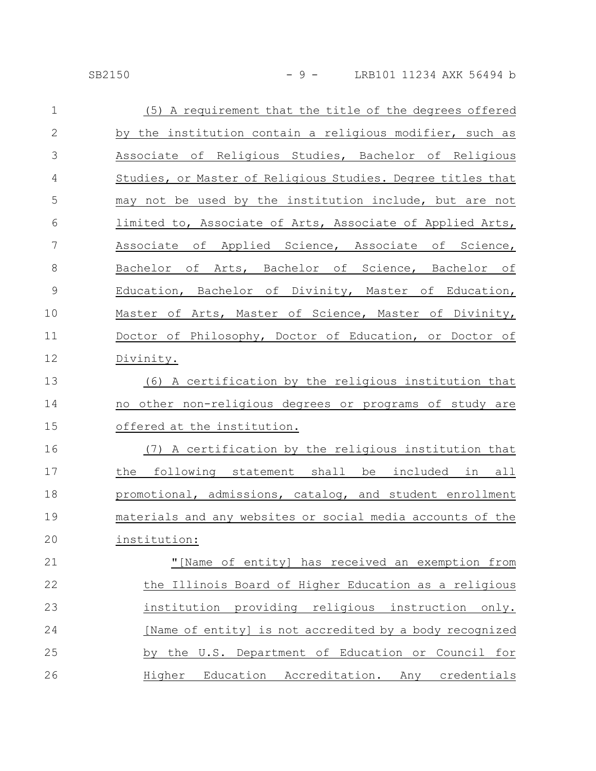(5) A requirement that the title of the degrees offered by the institution contain a religious modifier, such as Associate of Religious Studies, Bachelor of Religious Studies, or Master of Religious Studies. Degree titles that may not be used by the institution include, but are not limited to, Associate of Arts, Associate of Applied Arts, Associate of Applied Science, Associate of Science, Bachelor of Arts, Bachelor of Science, Bachelor of Education, Bachelor of Divinity, Master of Education, Master of Arts, Master of Science, Master of Divinity, Doctor of Philosophy, Doctor of Education, or Doctor of Divinity.

(6) A certification by the religious institution that no other non-religious degrees or programs of study are offered at the institution.

(7) A certification by the religious institution that the following statement shall be included in all promotional, admissions, catalog, and student enrollment materials and any websites or social media accounts of the institution:

"[Name of entity] has received an exemption from the Illinois Board of Higher Education as a religious institution providing religious instruction only. [Name of entity] is not accredited by a body recognized by the U.S. Department of Education or Council for Higher Education Accreditation. Any credentials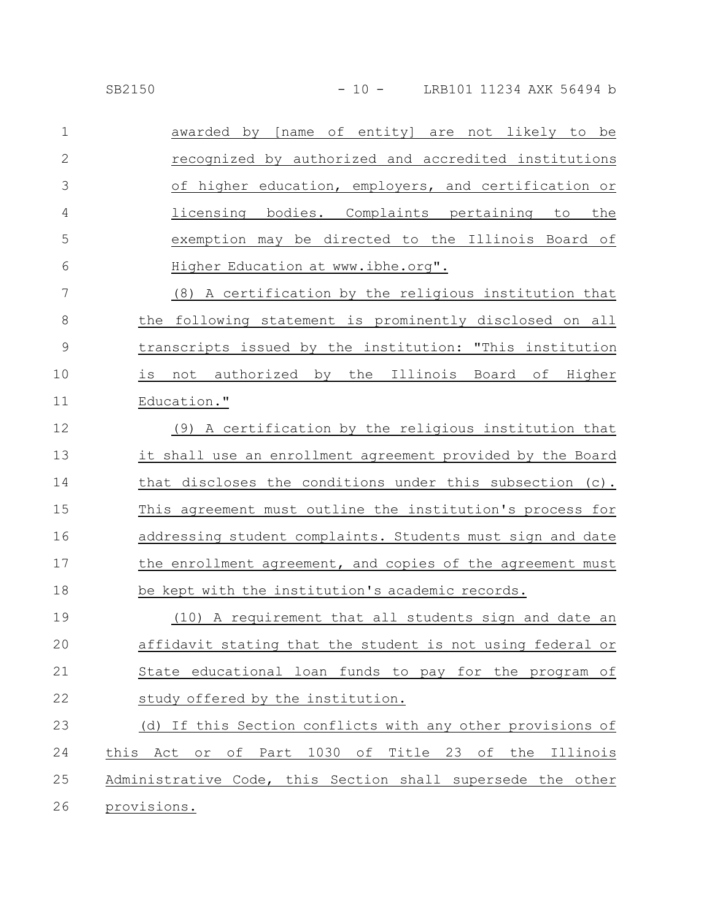awarded by [name of entity] are not likely to be recognized by authorized and accredited institutions of higher education, employers, and certification or licensing bodies. Complaints pertaining to the exemption may be directed to the Illinois Board of Higher Education at www.ibhe.org".

(8) A certification by the religious institution that the following statement is prominently disclosed on all transcripts issued by the institution: "This institution is not authorized by the Illinois Board of Higher Education."

(9) A certification by the religious institution that it shall use an enrollment agreement provided by the Board that discloses the conditions under this subsection (c). This agreement must outline the institution's process for addressing student complaints. Students must sign and date the enrollment agreement, and copies of the agreement must be kept with the institution's academic records.

(10) A requirement that all students sign and date an affidavit stating that the student is not using federal or State educational loan funds to pay for the program of study offered by the institution.

(d) If this Section conflicts with any other provisions of this Act or of Part 1030 of Title 23 of the Illinois Administrative Code, this Section shall supersede the other provisions.